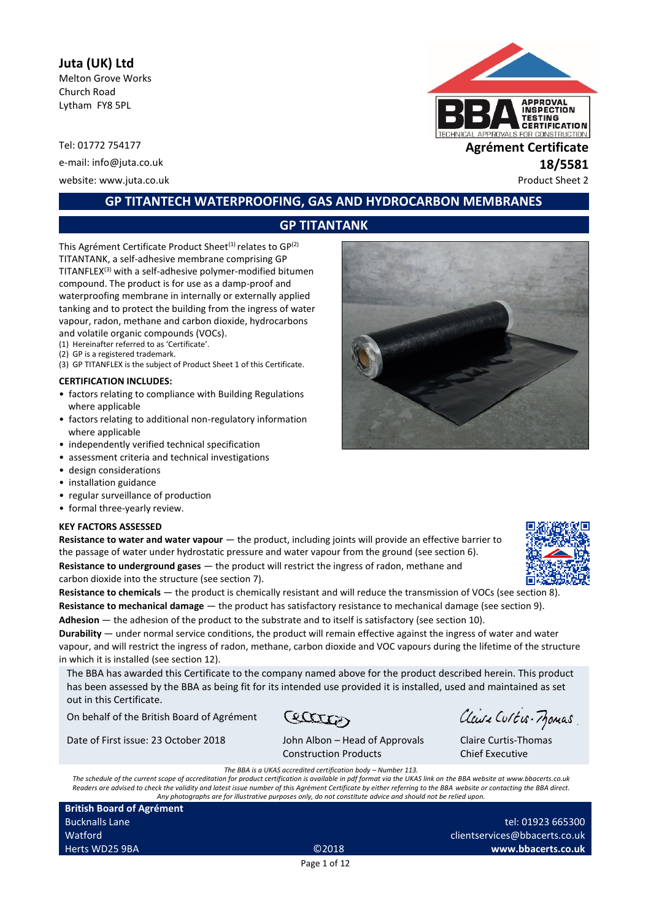**Juta (UK) Ltd**
Melton Grove Works
Church Road
Lytham FY8 5PL

Tel: 01772 754177
e-mail: info@juta.co.uk
website: www.juta.co.uk

**Agrément Certificate**
**18/5581**
Product Sheet 2

# GP TITANTECH WATERPROOFING, GAS AND HYDROCARBON MEMBRANES

## GP TITANTANK

This Agrément Certificate Product Sheet[(1)] relates to GP[(2)] TITANTANK, a self-adhesive membrane comprising GP TITANFLEX[(3)] with a self-adhesive polymer-modified bitumen compound. The product is for use as a damp-proof and waterproofing membrane in internally or externally applied tanking and to protect the building from the ingress of water vapour, radon, methane and carbon dioxide, hydrocarbons and volatile organic compounds (VOCs).

(1) Hereinafter referred to as 'Certificate'.
(2) GP is a registered trademark.
(3) GP TITANFLEX is the subject of Product Sheet 1 of this Certificate.

**CERTIFICATION INCLUDES:**

- factors relating to compliance with Building Regulations where applicable
- factors relating to additional non-regulatory information where applicable
- independently verified technical specification
- assessment criteria and technical investigations
- design considerations
- installation guidance
- regular surveillance of production
- formal three-yearly review.

**KEY FACTORS ASSESSED**

**Resistance to water and water vapour** — the product, including joints will provide an effective barrier to the passage of water under hydrostatic pressure and water vapour from the ground (see section 6).

**Resistance to underground gases** — the product will restrict the ingress of radon, methane and carbon dioxide into the structure (see section 7).

**Resistance to chemicals** — the product is chemically resistant and will reduce the transmission of VOCs (see section 8).

**Resistance to mechanical damage** — the product has satisfactory resistance to mechanical damage (see section 9).

**Adhesion** — the adhesion of the product to the substrate and to itself is satisfactory (see section 10).

**Durability** — under normal service conditions, the product will remain effective against the ingress of water and water vapour, and will restrict the ingress of radon, methane, carbon dioxide and VOC vapours during the lifetime of the structure in which it is installed (see section 12).

The BBA has awarded this Certificate to the company named above for the product described herein. This product has been assessed by the BBA as being fit for its intended use provided it is installed, used and maintained as set out in this Certificate.

On behalf of the British Board of Agrément

Date of First issue: 23 October 2018

John Albon – Head of Approvals Construction Products

Claire Curtis-Thomas Chief Executive

*The BBA is a UKAS accredited certification body – Number 113.*
*The schedule of the current scope of accreditation for product certification is available in pdf format via the UKAS link on the BBA website at www.bbacerts.co.uk*
*Readers are advised to check the validity and latest issue number of this Agrément Certificate by either referring to the BBA website or contacting the BBA direct.*
*Any photographs are for illustrative purposes only, do not constitute advice and should not be relied upon.*

**British Board of Agrément**
Bucknalls Lane
Watford
Herts WD25 9BA

©2018

tel: 01923 665300
clientservices@bbacerts.co.uk
**www.bbacerts.co.uk**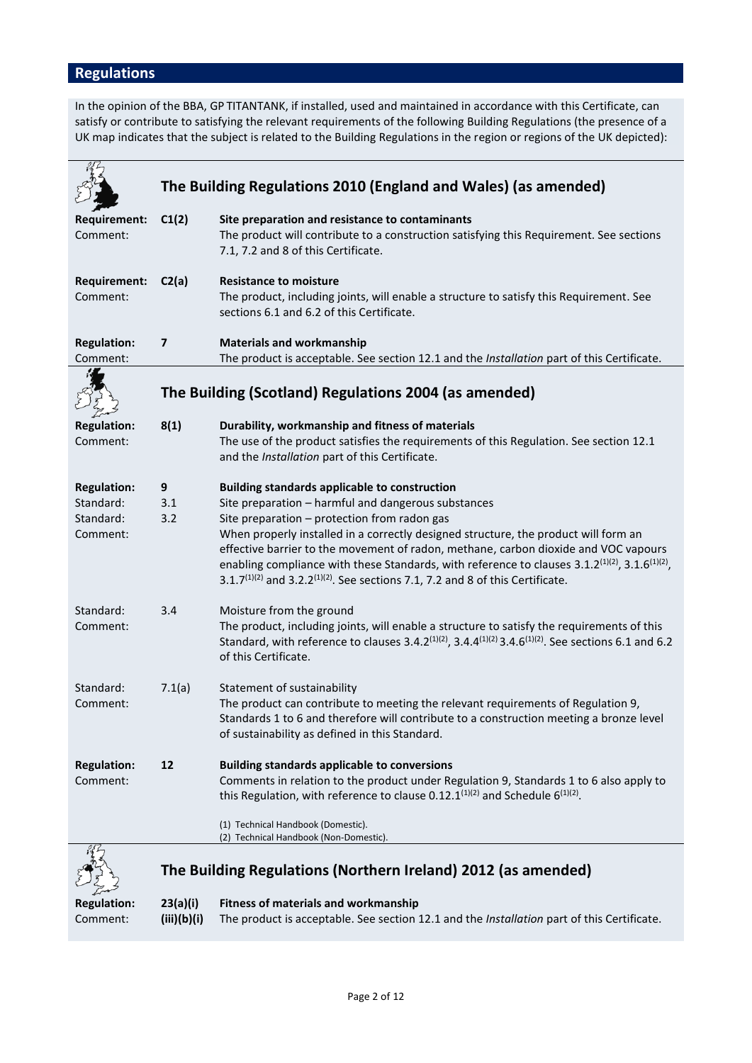## Regulations

In the opinion of the BBA, GP TITANTANK, if installed, used and maintained in accordance with this Certificate, can satisfy or contribute to satisfying the relevant requirements of the following Building Regulations (the presence of a UK map indicates that the subject is related to the Building Regulations in the region or regions of the UK depicted):

### The Building Regulations 2010 (England and Wales) (as amended)

**Requirement:** **C1(2)** **Site preparation and resistance to contaminants**
Comment: The product will contribute to a construction satisfying this Requirement. See sections 7.1, 7.2 and 8 of this Certificate.

**Requirement:** **C2(a)** **Resistance to moisture**
Comment: The product, including joints, will enable a structure to satisfy this Requirement. See sections 6.1 and 6.2 of this Certificate.

**Regulation:** **7** **Materials and workmanship**
Comment: The product is acceptable. See section 12.1 and the *Installation* part of this Certificate.

### The Building (Scotland) Regulations 2004 (as amended)

**Regulation:** **8(1)** **Durability, workmanship and fitness of materials**
Comment: The use of the product satisfies the requirements of this Regulation. See section 12.1 and the *Installation* part of this Certificate.

**Regulation:** **9** **Building standards applicable to construction**
**Standard:** 3.1 Site preparation – harmful and dangerous substances
**Standard:** 3.2 Site preparation – protection from radon gas
**Comment:** When properly installed in a correctly designed structure, the product will form an effective barrier to the movement of radon, methane, carbon dioxide and VOC vapours enabling compliance with these Standards, with reference to clauses 3.1.2(1)(2), 3.1.6(1)(2), 3.1.7(1)(2) and 3.2.2(1)(2). See sections 7.1, 7.2 and 8 of this Certificate.

Standard: 3.4 Moisture from the ground
Comment: The product, including joints, will enable a structure to satisfy the requirements of this Standard, with reference to clauses 3.4.2(1)(2), 3.4.4(1)(2) 3.4.6(1)(2). See sections 6.1 and 6.2 of this Certificate.

Standard: 7.1(a) Statement of sustainability
Comment: The product can contribute to meeting the relevant requirements of Regulation 9, Standards 1 to 6 and therefore will contribute to a construction meeting a bronze level of sustainability as defined in this Standard.

**Regulation:** **12** **Building standards applicable to conversions**
Comment: Comments in relation to the product under Regulation 9, Standards 1 to 6 also apply to this Regulation, with reference to clause 0.12.1(1)(2) and Schedule 6(1)(2).

(1) Technical Handbook (Domestic).
(2) Technical Handbook (Non-Domestic).

### The Building Regulations (Northern Ireland) 2012 (as amended)

**Regulation:** **23(a)(i)(iii)(b)(i)** **Fitness of materials and workmanship**
Comment: The product is acceptable. See section 12.1 and the *Installation* part of this Certificate.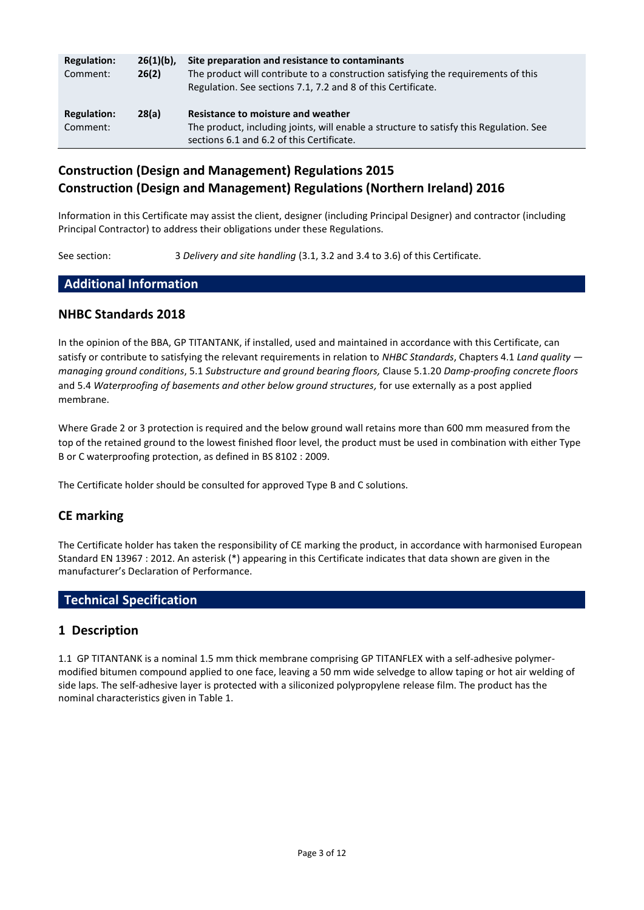| | | |
|---|---|---|
| **Regulation:** | **26(1)(b), 26(2)** | **Site preparation and resistance to contaminants** |
| Comment: | | The product will contribute to a construction satisfying the requirements of this Regulation. See sections 7.1, 7.2 and 8 of this Certificate. |
| **Regulation:** | **28(a)** | **Resistance to moisture and weather** |
| Comment: | | The product, including joints, will enable a structure to satisfy this Regulation. See sections 6.1 and 6.2 of this Certificate. |

## Construction (Design and Management) Regulations 2015
## Construction (Design and Management) Regulations (Northern Ireland) 2016

Information in this Certificate may assist the client, designer (including Principal Designer) and contractor (including Principal Contractor) to address their obligations under these Regulations.

See section: 3 *Delivery and site handling* (3.1, 3.2 and 3.4 to 3.6) of this Certificate.

## Additional Information

## NHBC Standards 2018

In the opinion of the BBA, GP TITANTANK, if installed, used and maintained in accordance with this Certificate, can satisfy or contribute to satisfying the relevant requirements in relation to *NHBC Standards*, Chapters 4.1 *Land quality — managing ground conditions*, 5.1 *Substructure and ground bearing floors,* Clause 5.1.20 *Damp-proofing concrete floors* and 5.4 *Waterproofing of basements and other below ground structures,* for use externally as a post applied membrane.

Where Grade 2 or 3 protection is required and the below ground wall retains more than 600 mm measured from the top of the retained ground to the lowest finished floor level, the product must be used in combination with either Type B or C waterproofing protection, as defined in BS 8102 : 2009.

The Certificate holder should be consulted for approved Type B and C solutions.

## CE marking

The Certificate holder has taken the responsibility of CE marking the product, in accordance with harmonised European Standard EN 13967 : 2012. An asterisk (*) appearing in this Certificate indicates that data shown are given in the manufacturer's Declaration of Performance.

## Technical Specification

## 1 Description

1.1 GP TITANTANK is a nominal 1.5 mm thick membrane comprising GP TITANFLEX with a self-adhesive polymer-modified bitumen compound applied to one face, leaving a 50 mm wide selvedge to allow taping or hot air welding of side laps. The self-adhesive layer is protected with a siliconized polypropylene release film. The product has the nominal characteristics given in Table 1.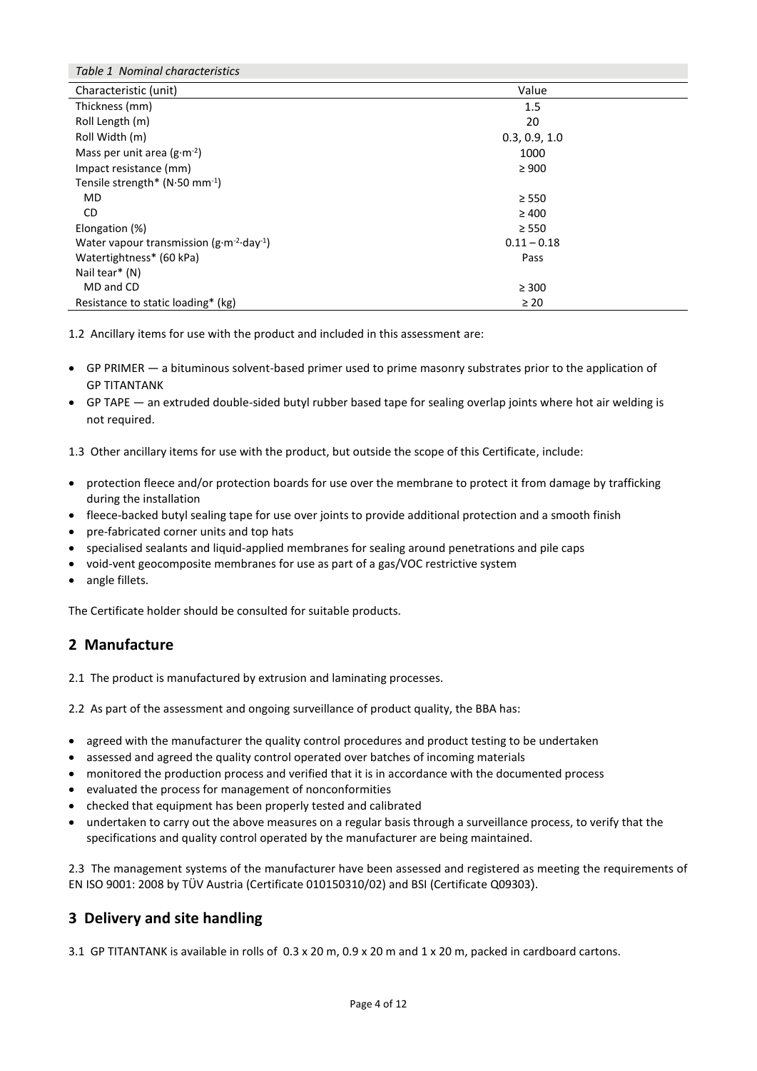*Table 1 Nominal characteristics*

| Characteristic (unit) | Value |
|---|---|
| Thickness (mm) | 1.5 |
| Roll Length (m) | 20 |
| Roll Width (m) | 0.3, 0.9, 1.0 |
| Mass per unit area ($g \cdot m^{-2}$) | 1000 |
| Impact resistance (mm) | ≥ 900 |
| Tensile strength* ($N \cdot 50\ mm^{-1}$) | |
| MD | ≥ 550 |
| CD | ≥ 400 |
| Elongation (%) | ≥ 550 |
| Water vapour transmission ($g \cdot m^{-2} \cdot day^{-1}$) | 0.11 – 0.18 |
| Watertightness* (60 kPa) | Pass |
| Nail tear* (N) | |
| MD and CD | ≥ 300 |
| Resistance to static loading* (kg) | ≥ 20 |

1.2 Ancillary items for use with the product and included in this assessment are:

- GP PRIMER — a bituminous solvent-based primer used to prime masonry substrates prior to the application of GP TITANTANK
- GP TAPE — an extruded double-sided butyl rubber based tape for sealing overlap joints where hot air welding is not required.

1.3 Other ancillary items for use with the product, but outside the scope of this Certificate, include:

- protection fleece and/or protection boards for use over the membrane to protect it from damage by trafficking during the installation
- fleece-backed butyl sealing tape for use over joints to provide additional protection and a smooth finish
- pre-fabricated corner units and top hats
- specialised sealants and liquid-applied membranes for sealing around penetrations and pile caps
- void-vent geocomposite membranes for use as part of a gas/VOC restrictive system
- angle fillets.

The Certificate holder should be consulted for suitable products.

## 2 Manufacture

2.1 The product is manufactured by extrusion and laminating processes.

2.2 As part of the assessment and ongoing surveillance of product quality, the BBA has:

- agreed with the manufacturer the quality control procedures and product testing to be undertaken
- assessed and agreed the quality control operated over batches of incoming materials
- monitored the production process and verified that it is in accordance with the documented process
- evaluated the process for management of nonconformities
- checked that equipment has been properly tested and calibrated
- undertaken to carry out the above measures on a regular basis through a surveillance process, to verify that the specifications and quality control operated by the manufacturer are being maintained.

2.3 The management systems of the manufacturer have been assessed and registered as meeting the requirements of EN ISO 9001: 2008 by TÜV Austria (Certificate 010150310/02) and BSI (Certificate Q09303).

## 3 Delivery and site handling

3.1 GP TITANTANK is available in rolls of 0.3 x 20 m, 0.9 x 20 m and 1 x 20 m, packed in cardboard cartons.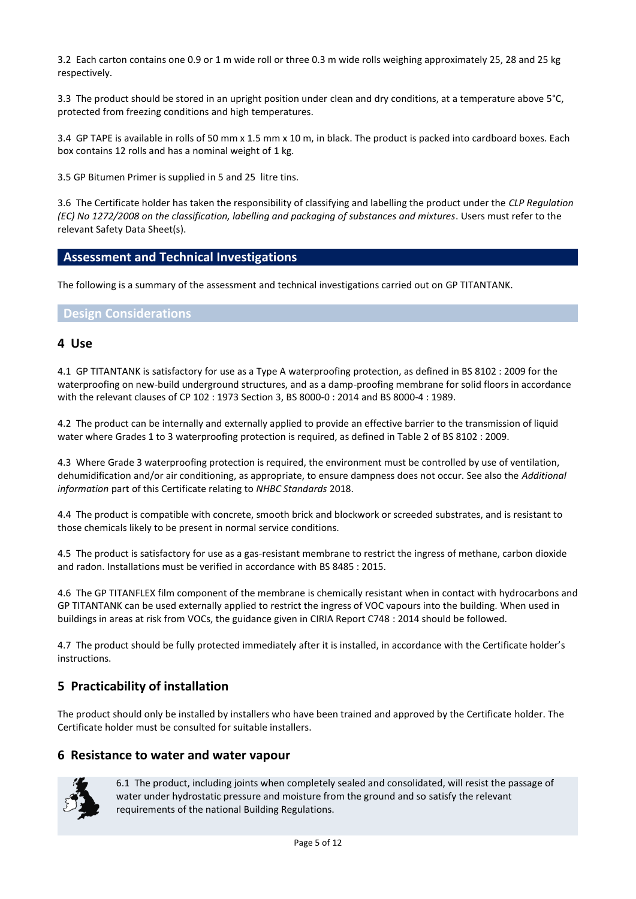3.2 Each carton contains one 0.9 or 1 m wide roll or three 0.3 m wide rolls weighing approximately 25, 28 and 25 kg respectively.

3.3 The product should be stored in an upright position under clean and dry conditions, at a temperature above 5°C, protected from freezing conditions and high temperatures.

3.4 GP TAPE is available in rolls of 50 mm x 1.5 mm x 10 m, in black. The product is packed into cardboard boxes. Each box contains 12 rolls and has a nominal weight of 1 kg.

3.5 GP Bitumen Primer is supplied in 5 and 25 litre tins.

3.6 The Certificate holder has taken the responsibility of classifying and labelling the product under the *CLP Regulation (EC) No 1272/2008 on the classification, labelling and packaging of substances and mixtures*. Users must refer to the relevant Safety Data Sheet(s).

## Assessment and Technical Investigations

The following is a summary of the assessment and technical investigations carried out on GP TITANTANK.

### Design Considerations

## 4 Use

4.1 GP TITANTANK is satisfactory for use as a Type A waterproofing protection, as defined in BS 8102 : 2009 for the waterproofing on new-build underground structures, and as a damp-proofing membrane for solid floors in accordance with the relevant clauses of CP 102 : 1973 Section 3, BS 8000-0 : 2014 and BS 8000-4 : 1989.

4.2 The product can be internally and externally applied to provide an effective barrier to the transmission of liquid water where Grades 1 to 3 waterproofing protection is required, as defined in Table 2 of BS 8102 : 2009.

4.3 Where Grade 3 waterproofing protection is required, the environment must be controlled by use of ventilation, dehumidification and/or air conditioning, as appropriate, to ensure dampness does not occur. See also the *Additional information* part of this Certificate relating to *NHBC Standards* 2018.

4.4 The product is compatible with concrete, smooth brick and blockwork or screeded substrates, and is resistant to those chemicals likely to be present in normal service conditions.

4.5 The product is satisfactory for use as a gas-resistant membrane to restrict the ingress of methane, carbon dioxide and radon. Installations must be verified in accordance with BS 8485 : 2015.

4.6 The GP TITANFLEX film component of the membrane is chemically resistant when in contact with hydrocarbons and GP TITANTANK can be used externally applied to restrict the ingress of VOC vapours into the building. When used in buildings in areas at risk from VOCs, the guidance given in CIRIA Report C748 : 2014 should be followed.

4.7 The product should be fully protected immediately after it is installed, in accordance with the Certificate holder's instructions.

## 5 Practicability of installation

The product should only be installed by installers who have been trained and approved by the Certificate holder. The Certificate holder must be consulted for suitable installers.

## 6 Resistance to water and water vapour

6.1 The product, including joints when completely sealed and consolidated, will resist the passage of water under hydrostatic pressure and moisture from the ground and so satisfy the relevant requirements of the national Building Regulations.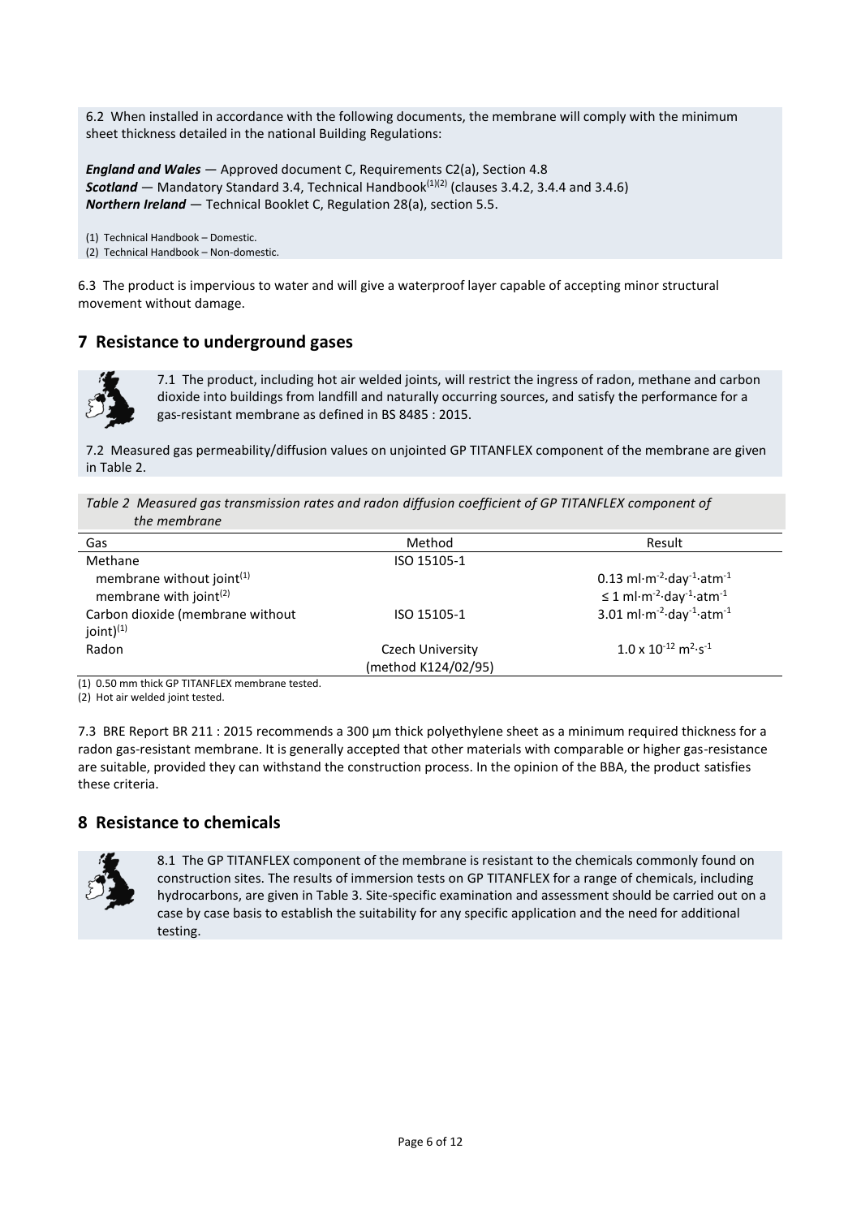6.2 When installed in accordance with the following documents, the membrane will comply with the minimum sheet thickness detailed in the national Building Regulations:

***England and Wales*** — Approved document C, Requirements C2(a), Section 4.8
***Scotland*** — Mandatory Standard 3.4, Technical Handbook[(1)(2)] (clauses 3.4.2, 3.4.4 and 3.4.6)
***Northern Ireland*** — Technical Booklet C, Regulation 28(a), section 5.5.

(1) Technical Handbook – Domestic.
(2) Technical Handbook – Non-domestic.

6.3 The product is impervious to water and will give a waterproof layer capable of accepting minor structural movement without damage.

## 7 Resistance to underground gases

7.1 The product, including hot air welded joints, will restrict the ingress of radon, methane and carbon dioxide into buildings from landfill and naturally occurring sources, and satisfy the performance for a gas-resistant membrane as defined in BS 8485 : 2015.

7.2 Measured gas permeability/diffusion values on unjointed GP TITANFLEX component of the membrane are given in Table 2.

*Table 2 Measured gas transmission rates and radon diffusion coefficient of GP TITANFLEX component of the membrane*

| Gas | Method | Result |
|---|---|---|
| Methane | ISO 15105-1 | |
| membrane without joint[(1)] | | 0.13 ml·m$^{-2}$·day$^{-1}$·atm$^{-1}$ |
| membrane with joint[(2)] | | ≤ 1 ml·m$^{-2}$·day$^{-1}$·atm$^{-1}$ |
| Carbon dioxide (membrane without joint)[(1)] | ISO 15105-1 | 3.01 ml·m$^{-2}$·day$^{-1}$·atm$^{-1}$ |
| Radon | Czech University (method K124/02/95) | $1.0 \times 10^{-12}$ m$^{2}$·s$^{-1}$ |

(1) 0.50 mm thick GP TITANFLEX membrane tested.
(2) Hot air welded joint tested.

7.3 BRE Report BR 211 : 2015 recommends a 300 µm thick polyethylene sheet as a minimum required thickness for a radon gas-resistant membrane. It is generally accepted that other materials with comparable or higher gas-resistance are suitable, provided they can withstand the construction process. In the opinion of the BBA, the product satisfies these criteria.

## 8 Resistance to chemicals

8.1 The GP TITANFLEX component of the membrane is resistant to the chemicals commonly found on construction sites. The results of immersion tests on GP TITANFLEX for a range of chemicals, including hydrocarbons, are given in Table 3. Site-specific examination and assessment should be carried out on a case by case basis to establish the suitability for any specific application and the need for additional testing.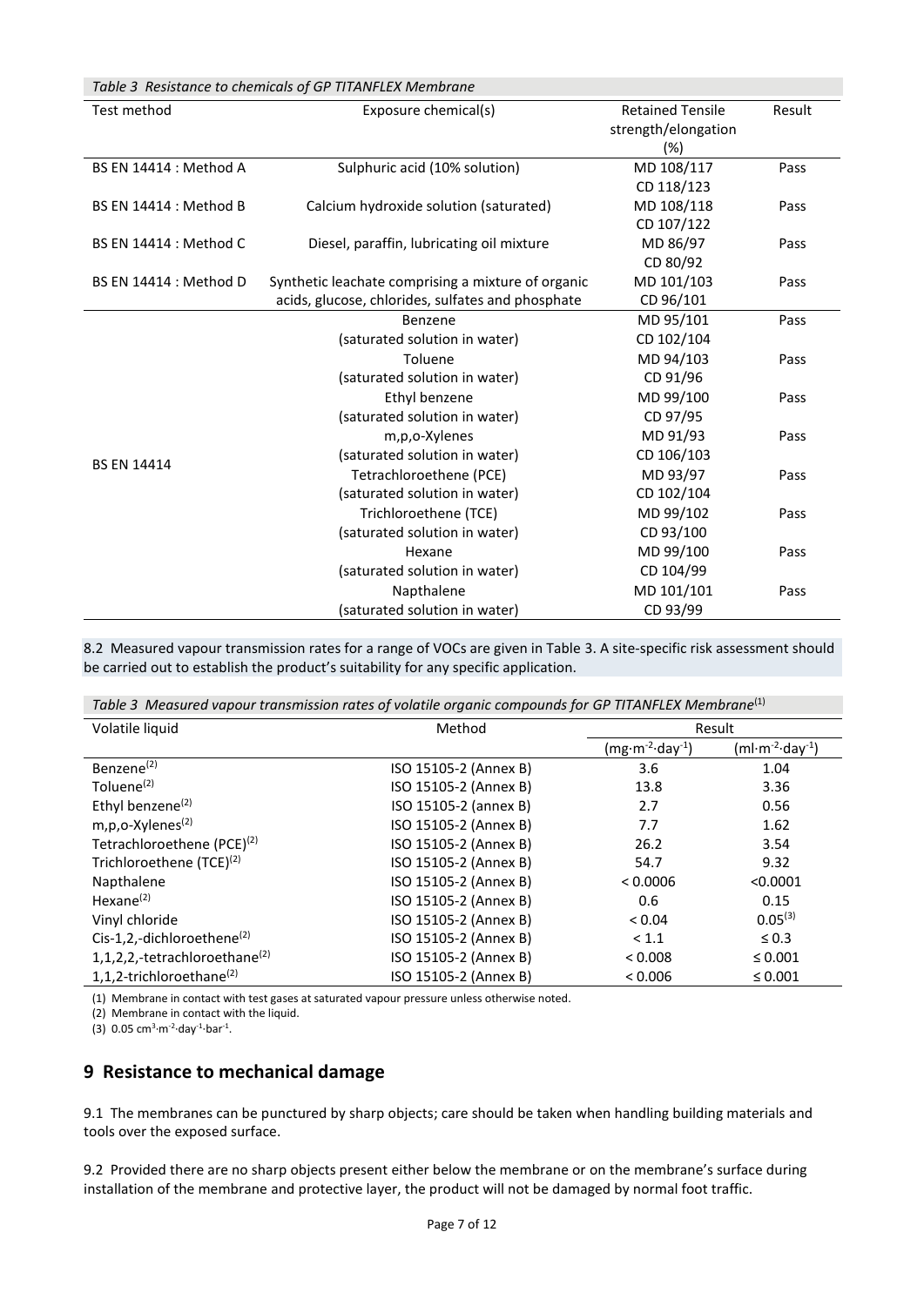*Table 3 Resistance to chemicals of GP TITANFLEX Membrane*

| Test method | Exposure chemical(s) | Retained Tensile strength/elongation (%) | Result |
|---|---|---|---|
| BS EN 14414 : Method A | Sulphuric acid (10% solution) | MD 108/117<br>CD 118/123 | Pass |
| BS EN 14414 : Method B | Calcium hydroxide solution (saturated) | MD 108/118<br>CD 107/122 | Pass |
| BS EN 14414 : Method C | Diesel, paraffin, lubricating oil mixture | MD 86/97<br>CD 80/92 | Pass |
| BS EN 14414 : Method D | Synthetic leachate comprising a mixture of organic acids, glucose, chlorides, sulfates and phosphate | MD 101/103<br>CD 96/101 | Pass |
| BS EN 14414 | Benzene<br>(saturated solution in water) | MD 95/101<br>CD 102/104 | Pass |
| | Toluene<br>(saturated solution in water) | MD 94/103<br>CD 91/96 | Pass |
| | Ethyl benzene<br>(saturated solution in water) | MD 99/100<br>CD 97/95 | Pass |
| | m,p,o-Xylenes<br>(saturated solution in water) | MD 91/93<br>CD 106/103 | Pass |
| | Tetrachloroethene (PCE)<br>(saturated solution in water) | MD 93/97<br>CD 102/104 | Pass |
| | Trichloroethene (TCE)<br>(saturated solution in water) | MD 99/102<br>CD 93/100 | Pass |
| | Hexane<br>(saturated solution in water) | MD 99/100<br>CD 104/99 | Pass |
| | Napthalene<br>(saturated solution in water) | MD 101/101<br>CD 93/99 | Pass |

8.2 Measured vapour transmission rates for a range of VOCs are given in Table 3. A site-specific risk assessment should be carried out to establish the product's suitability for any specific application.

*Table 3 Measured vapour transmission rates of volatile organic compounds for GP TITANFLEX Membrane*(1)

| Volatile liquid | Method | Result | |
|---|---|---|---|
| | | $(mg \cdot m^{-2} \cdot day^{-1})$ | $(ml \cdot m^{-2} \cdot day^{-1})$ |
| Benzene(2) | ISO 15105-2 (Annex B) | 3.6 | 1.04 |
| Toluene(2) | ISO 15105-2 (Annex B) | 13.8 | 3.36 |
| Ethyl benzene(2) | ISO 15105-2 (annex B) | 2.7 | 0.56 |
| m,p,o-Xylenes(2) | ISO 15105-2 (Annex B) | 7.7 | 1.62 |
| Tetrachloroethene (PCE)(2) | ISO 15105-2 (Annex B) | 26.2 | 3.54 |
| Trichloroethene (TCE)(2) | ISO 15105-2 (Annex B) | 54.7 | 9.32 |
| Napthalene | ISO 15105-2 (Annex B) | < 0.0006 | <0.0001 |
| Hexane(2) | ISO 15105-2 (Annex B) | 0.6 | 0.15 |
| Vinyl chloride | ISO 15105-2 (Annex B) | < 0.04 | 0.05(3) |
| Cis-1,2,-dichloroethene(2) | ISO 15105-2 (Annex B) | < 1.1 | ≤ 0.3 |
| 1,1,2,2,-tetrachloroethane(2) | ISO 15105-2 (Annex B) | < 0.008 | ≤ 0.001 |
| 1,1,2-trichloroethane(2) | ISO 15105-2 (Annex B) | < 0.006 | ≤ 0.001 |

(1) Membrane in contact with test gases at saturated vapour pressure unless otherwise noted.

(2) Membrane in contact with the liquid.

(3) $0.05\ cm^3 \cdot m^{-2} \cdot day^{-1} \cdot bar^{-1}$.

## 9 Resistance to mechanical damage

9.1 The membranes can be punctured by sharp objects; care should be taken when handling building materials and tools over the exposed surface.

9.2 Provided there are no sharp objects present either below the membrane or on the membrane's surface during installation of the membrane and protective layer, the product will not be damaged by normal foot traffic.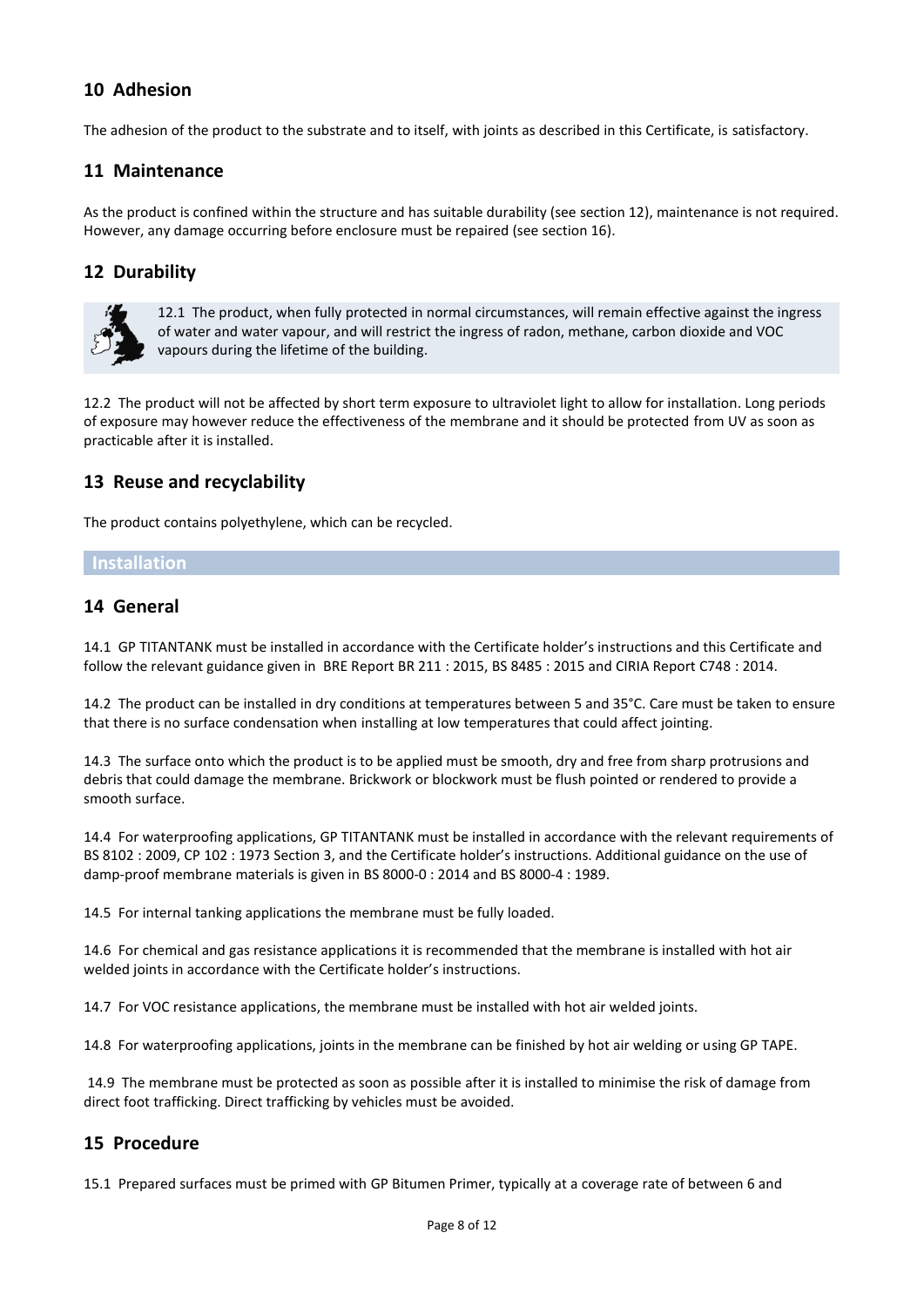## 10 Adhesion

The adhesion of the product to the substrate and to itself, with joints as described in this Certificate, is satisfactory.

## 11 Maintenance

As the product is confined within the structure and has suitable durability (see section 12), maintenance is not required. However, any damage occurring before enclosure must be repaired (see section 16).

## 12 Durability

12.1 The product, when fully protected in normal circumstances, will remain effective against the ingress of water and water vapour, and will restrict the ingress of radon, methane, carbon dioxide and VOC vapours during the lifetime of the building.

12.2 The product will not be affected by short term exposure to ultraviolet light to allow for installation. Long periods of exposure may however reduce the effectiveness of the membrane and it should be protected from UV as soon as practicable after it is installed.

## 13 Reuse and recyclability

The product contains polyethylene, which can be recycled.

# Installation

## 14 General

14.1 GP TITANTANK must be installed in accordance with the Certificate holder's instructions and this Certificate and follow the relevant guidance given in BRE Report BR 211 : 2015, BS 8485 : 2015 and CIRIA Report C748 : 2014.

14.2 The product can be installed in dry conditions at temperatures between 5 and 35°C. Care must be taken to ensure that there is no surface condensation when installing at low temperatures that could affect jointing.

14.3 The surface onto which the product is to be applied must be smooth, dry and free from sharp protrusions and debris that could damage the membrane. Brickwork or blockwork must be flush pointed or rendered to provide a smooth surface.

14.4 For waterproofing applications, GP TITANTANK must be installed in accordance with the relevant requirements of BS 8102 : 2009, CP 102 : 1973 Section 3, and the Certificate holder's instructions. Additional guidance on the use of damp-proof membrane materials is given in BS 8000-0 : 2014 and BS 8000-4 : 1989.

14.5 For internal tanking applications the membrane must be fully loaded.

14.6 For chemical and gas resistance applications it is recommended that the membrane is installed with hot air welded joints in accordance with the Certificate holder's instructions.

14.7 For VOC resistance applications, the membrane must be installed with hot air welded joints.

14.8 For waterproofing applications, joints in the membrane can be finished by hot air welding or using GP TAPE.

14.9 The membrane must be protected as soon as possible after it is installed to minimise the risk of damage from direct foot trafficking. Direct trafficking by vehicles must be avoided.

## 15 Procedure

15.1 Prepared surfaces must be primed with GP Bitumen Primer, typically at a coverage rate of between 6 and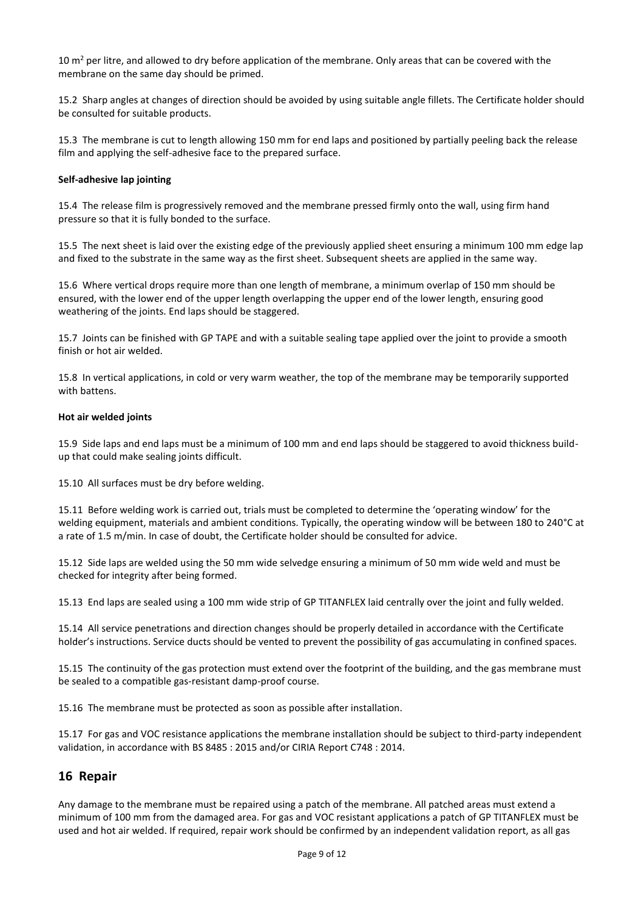10 $m^2$ per litre, and allowed to dry before application of the membrane. Only areas that can be covered with the membrane on the same day should be primed.

15.2 Sharp angles at changes of direction should be avoided by using suitable angle fillets. The Certificate holder should be consulted for suitable products.

15.3 The membrane is cut to length allowing 150 mm for end laps and positioned by partially peeling back the release film and applying the self-adhesive face to the prepared surface.

**Self-adhesive lap jointing**

15.4 The release film is progressively removed and the membrane pressed firmly onto the wall, using firm hand pressure so that it is fully bonded to the surface.

15.5 The next sheet is laid over the existing edge of the previously applied sheet ensuring a minimum 100 mm edge lap and fixed to the substrate in the same way as the first sheet. Subsequent sheets are applied in the same way.

15.6 Where vertical drops require more than one length of membrane, a minimum overlap of 150 mm should be ensured, with the lower end of the upper length overlapping the upper end of the lower length, ensuring good weathering of the joints. End laps should be staggered.

15.7 Joints can be finished with GP TAPE and with a suitable sealing tape applied over the joint to provide a smooth finish or hot air welded.

15.8 In vertical applications, in cold or very warm weather, the top of the membrane may be temporarily supported with battens.

**Hot air welded joints**

15.9 Side laps and end laps must be a minimum of 100 mm and end laps should be staggered to avoid thickness build-up that could make sealing joints difficult.

15.10 All surfaces must be dry before welding.

15.11 Before welding work is carried out, trials must be completed to determine the 'operating window' for the welding equipment, materials and ambient conditions. Typically, the operating window will be between 180 to 240°C at a rate of 1.5 m/min. In case of doubt, the Certificate holder should be consulted for advice.

15.12 Side laps are welded using the 50 mm wide selvedge ensuring a minimum of 50 mm wide weld and must be checked for integrity after being formed.

15.13 End laps are sealed using a 100 mm wide strip of GP TITANFLEX laid centrally over the joint and fully welded.

15.14 All service penetrations and direction changes should be properly detailed in accordance with the Certificate holder's instructions. Service ducts should be vented to prevent the possibility of gas accumulating in confined spaces.

15.15 The continuity of the gas protection must extend over the footprint of the building, and the gas membrane must be sealed to a compatible gas-resistant damp-proof course.

15.16 The membrane must be protected as soon as possible after installation.

15.17 For gas and VOC resistance applications the membrane installation should be subject to third-party independent validation, in accordance with BS 8485 : 2015 and/or CIRIA Report C748 : 2014.

## 16 Repair

Any damage to the membrane must be repaired using a patch of the membrane. All patched areas must extend a minimum of 100 mm from the damaged area. For gas and VOC resistant applications a patch of GP TITANFLEX must be used and hot air welded. If required, repair work should be confirmed by an independent validation report, as all gas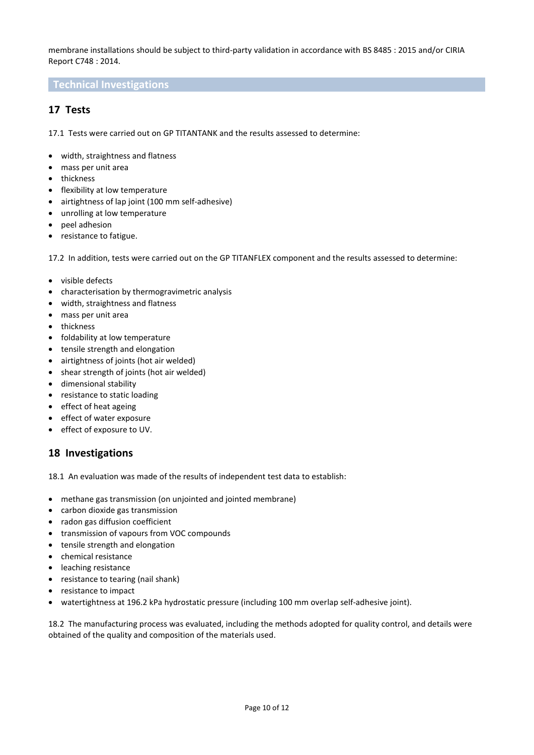membrane installations should be subject to third-party validation in accordance with BS 8485 : 2015 and/or CIRIA Report C748 : 2014.

## Technical Investigations

## 17 Tests

17.1 Tests were carried out on GP TITANTANK and the results assessed to determine:

- width, straightness and flatness
- mass per unit area
- thickness
- flexibility at low temperature
- airtightness of lap joint (100 mm self-adhesive)
- unrolling at low temperature
- peel adhesion
- resistance to fatigue.

17.2 In addition, tests were carried out on the GP TITANFLEX component and the results assessed to determine:

- visible defects
- characterisation by thermogravimetric analysis
- width, straightness and flatness
- mass per unit area
- thickness
- foldability at low temperature
- tensile strength and elongation
- airtightness of joints (hot air welded)
- shear strength of joints (hot air welded)
- dimensional stability
- resistance to static loading
- effect of heat ageing
- effect of water exposure
- effect of exposure to UV.

## 18 Investigations

18.1 An evaluation was made of the results of independent test data to establish:

- methane gas transmission (on unjointed and jointed membrane)
- carbon dioxide gas transmission
- radon gas diffusion coefficient
- transmission of vapours from VOC compounds
- tensile strength and elongation
- chemical resistance
- leaching resistance
- resistance to tearing (nail shank)
- resistance to impact
- watertightness at 196.2 kPa hydrostatic pressure (including 100 mm overlap self-adhesive joint).

18.2 The manufacturing process was evaluated, including the methods adopted for quality control, and details were obtained of the quality and composition of the materials used.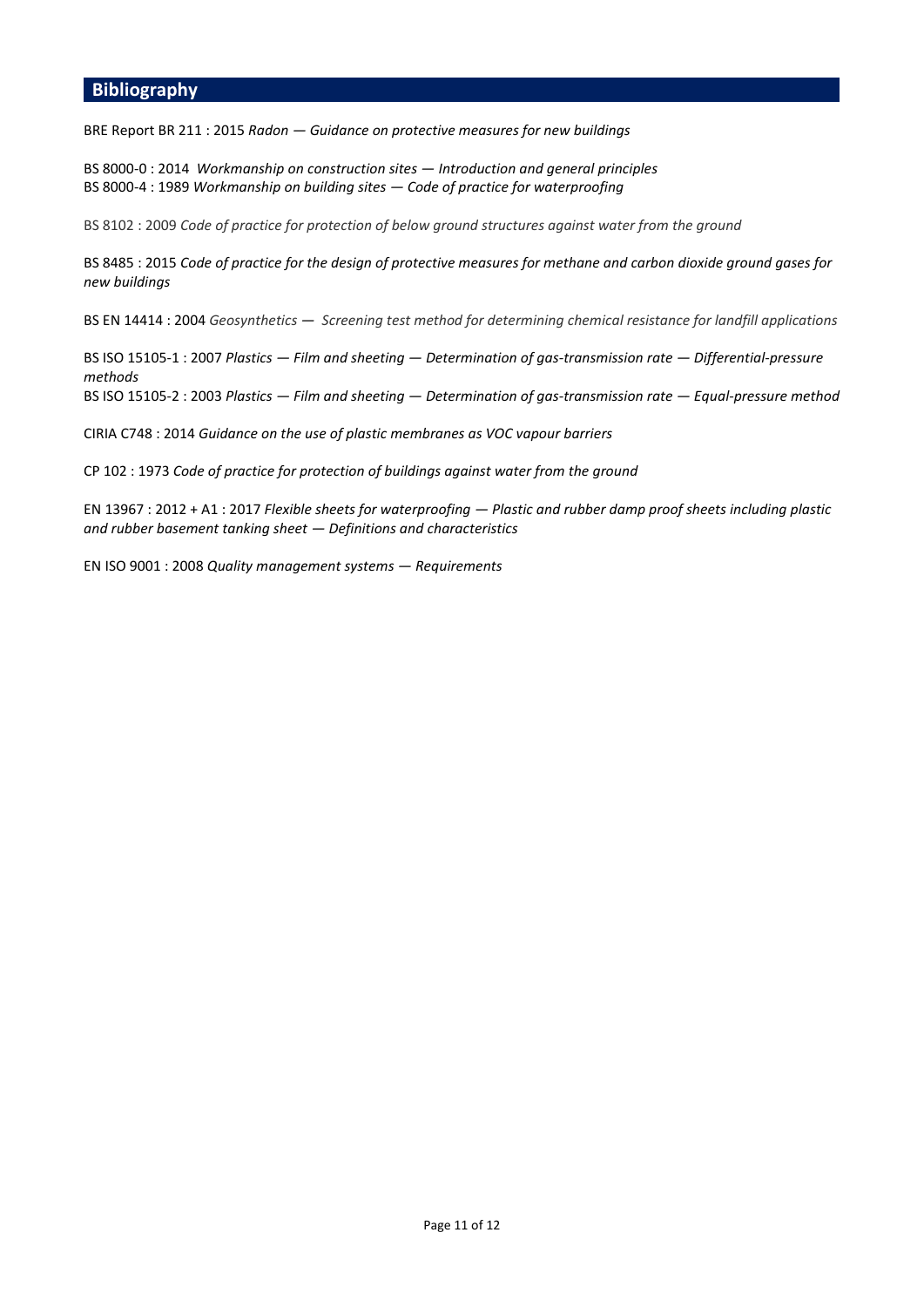## Bibliography

BRE Report BR 211 : 2015 *Radon — Guidance on protective measures for new buildings*

BS 8000-0 : 2014 *Workmanship on construction sites — Introduction and general principles*
BS 8000-4 : 1989 *Workmanship on building sites — Code of practice for waterproofing*

BS 8102 : 2009 *Code of practice for protection of below ground structures against water from the ground*

BS 8485 : 2015 *Code of practice for the design of protective measures for methane and carbon dioxide ground gases for new buildings*

BS EN 14414 : 2004 *Geosynthetics — Screening test method for determining chemical resistance for landfill applications*

BS ISO 15105-1 : 2007 *Plastics — Film and sheeting — Determination of gas-transmission rate — Differential-pressure methods*
BS ISO 15105-2 : 2003 *Plastics — Film and sheeting — Determination of gas-transmission rate — Equal-pressure method*

CIRIA C748 : 2014 *Guidance on the use of plastic membranes as VOC vapour barriers*

CP 102 : 1973 *Code of practice for protection of buildings against water from the ground*

EN 13967 : 2012 + A1 : 2017 *Flexible sheets for waterproofing — Plastic and rubber damp proof sheets including plastic and rubber basement tanking sheet — Definitions and characteristics*

EN ISO 9001 : 2008 *Quality management systems — Requirements*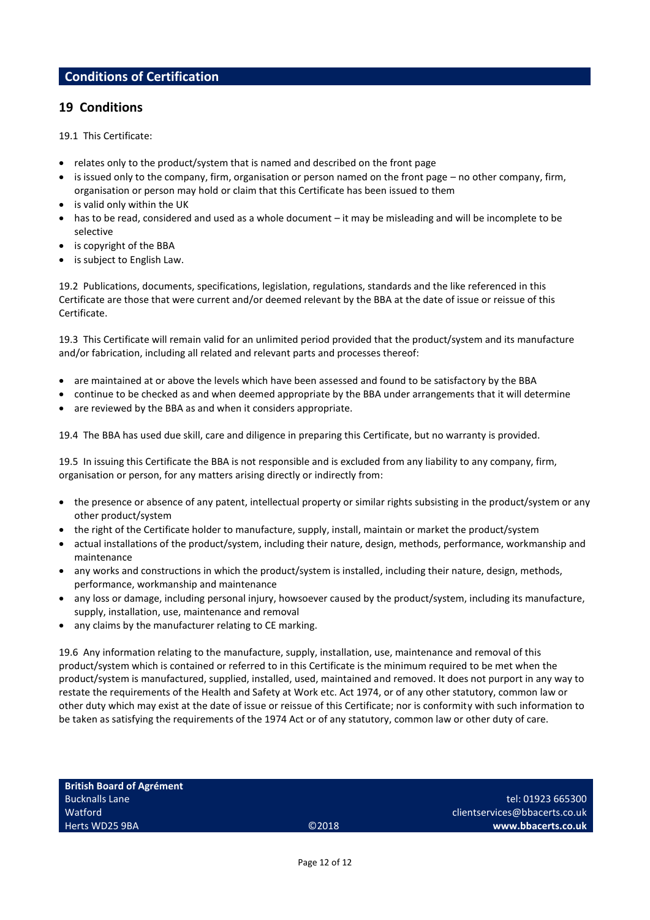## Conditions of Certification

## 19 Conditions

19.1 This Certificate:

- relates only to the product/system that is named and described on the front page
- is issued only to the company, firm, organisation or person named on the front page – no other company, firm, organisation or person may hold or claim that this Certificate has been issued to them
- is valid only within the UK
- has to be read, considered and used as a whole document – it may be misleading and will be incomplete to be selective
- is copyright of the BBA
- is subject to English Law.

19.2 Publications, documents, specifications, legislation, regulations, standards and the like referenced in this Certificate are those that were current and/or deemed relevant by the BBA at the date of issue or reissue of this Certificate.

19.3 This Certificate will remain valid for an unlimited period provided that the product/system and its manufacture and/or fabrication, including all related and relevant parts and processes thereof:

- are maintained at or above the levels which have been assessed and found to be satisfactory by the BBA
- continue to be checked as and when deemed appropriate by the BBA under arrangements that it will determine
- are reviewed by the BBA as and when it considers appropriate.

19.4 The BBA has used due skill, care and diligence in preparing this Certificate, but no warranty is provided.

19.5 In issuing this Certificate the BBA is not responsible and is excluded from any liability to any company, firm, organisation or person, for any matters arising directly or indirectly from:

- the presence or absence of any patent, intellectual property or similar rights subsisting in the product/system or any other product/system
- the right of the Certificate holder to manufacture, supply, install, maintain or market the product/system
- actual installations of the product/system, including their nature, design, methods, performance, workmanship and maintenance
- any works and constructions in which the product/system is installed, including their nature, design, methods, performance, workmanship and maintenance
- any loss or damage, including personal injury, howsoever caused by the product/system, including its manufacture, supply, installation, use, maintenance and removal
- any claims by the manufacturer relating to CE marking.

19.6 Any information relating to the manufacture, supply, installation, use, maintenance and removal of this product/system which is contained or referred to in this Certificate is the minimum required to be met when the product/system is manufactured, supplied, installed, used, maintained and removed. It does not purport in any way to restate the requirements of the Health and Safety at Work etc. Act 1974, or of any other statutory, common law or other duty which may exist at the date of issue or reissue of this Certificate; nor is conformity with such information to be taken as satisfying the requirements of the 1974 Act or of any statutory, common law or other duty of care.

**British Board of Agrément**
Bucknalls Lane
Watford
Herts WD25 9BA

©2018

tel: 01923 665300
clientservices@bbacerts.co.uk
**www.bbacerts.co.uk**